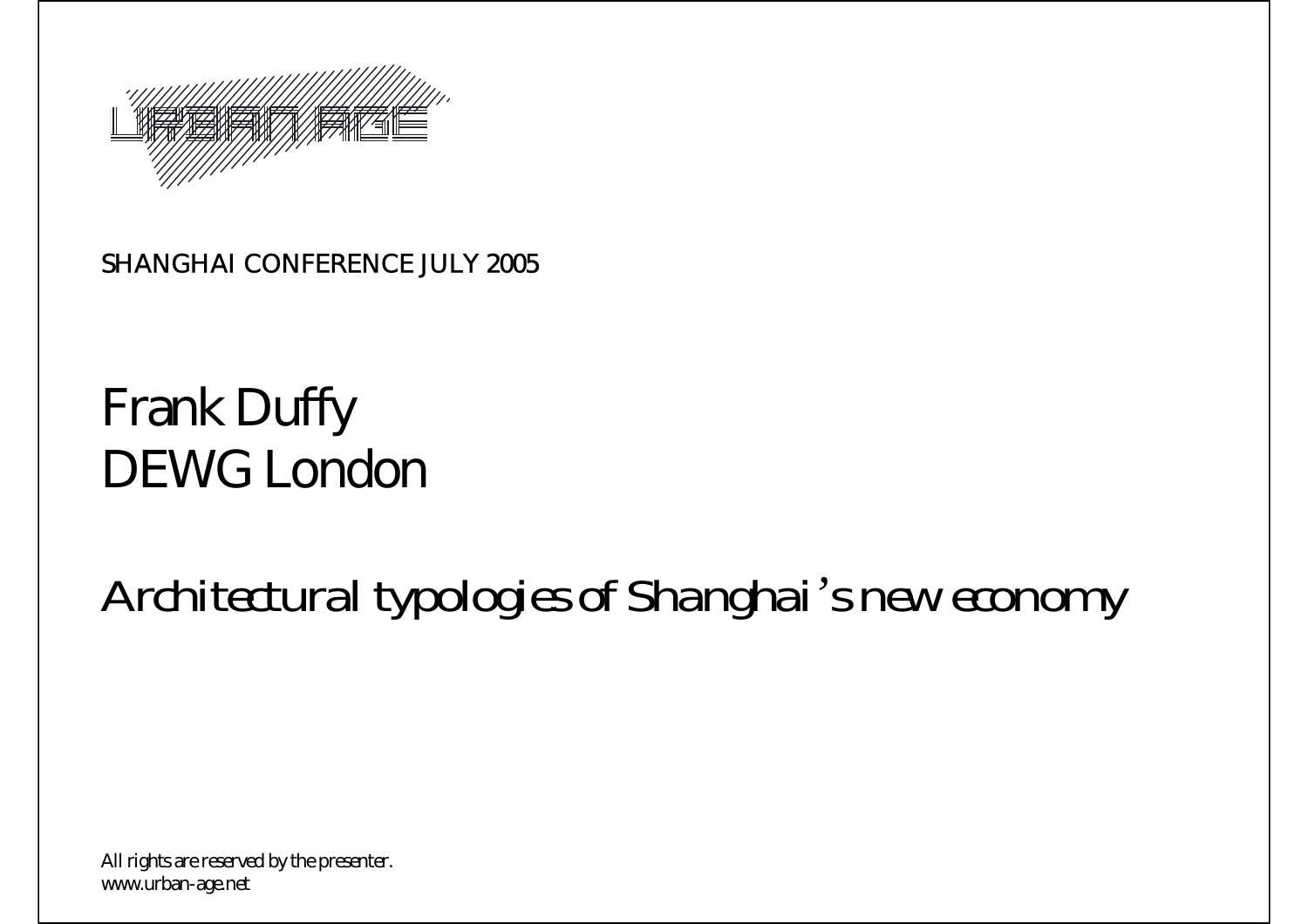URBAN AGE

SHANGHAI CONFERENCE JULY 2005

# Frank Duffy
# DEWG London

## Architectural typologies of Shanghai's new economy

All rights are reserved by the presenter.
www.urban-age.net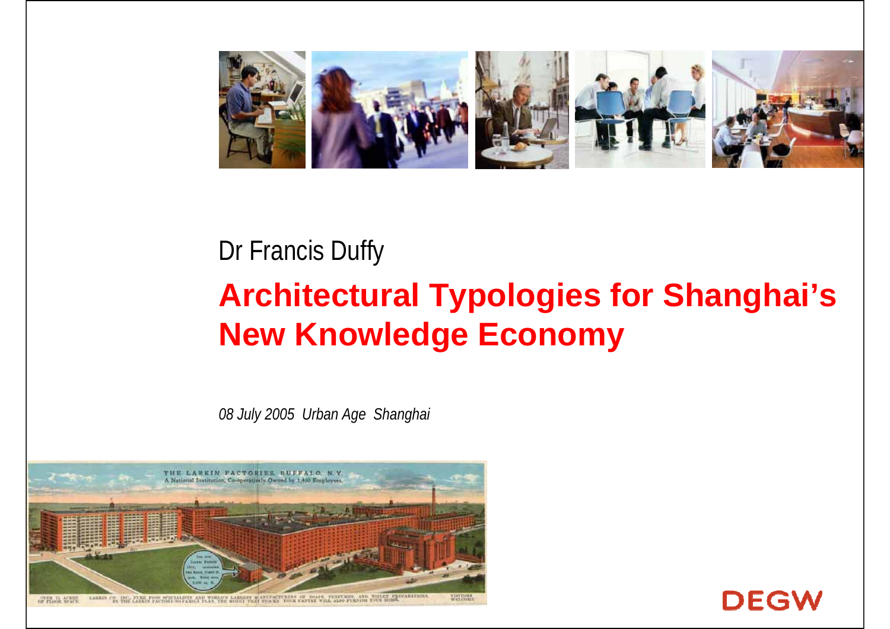Dr Francis Duffy

# Architectural Typologies for Shanghai's New Knowledge Economy

*08 July 2005 Urban Age Shanghai*

DEGW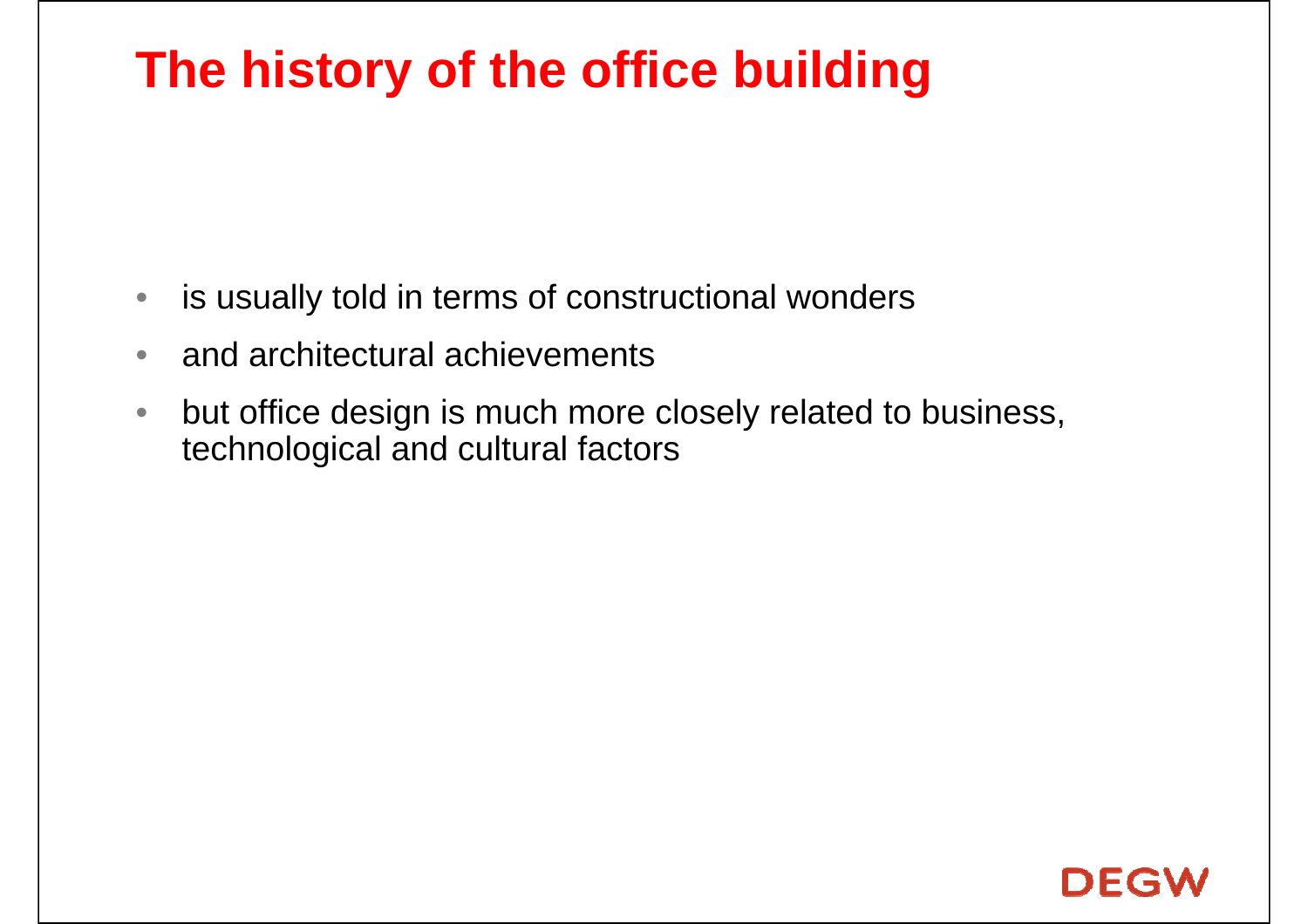# The history of the office building

- is usually told in terms of constructional wonders
- and architectural achievements
- but office design is much more closely related to business, technological and cultural factors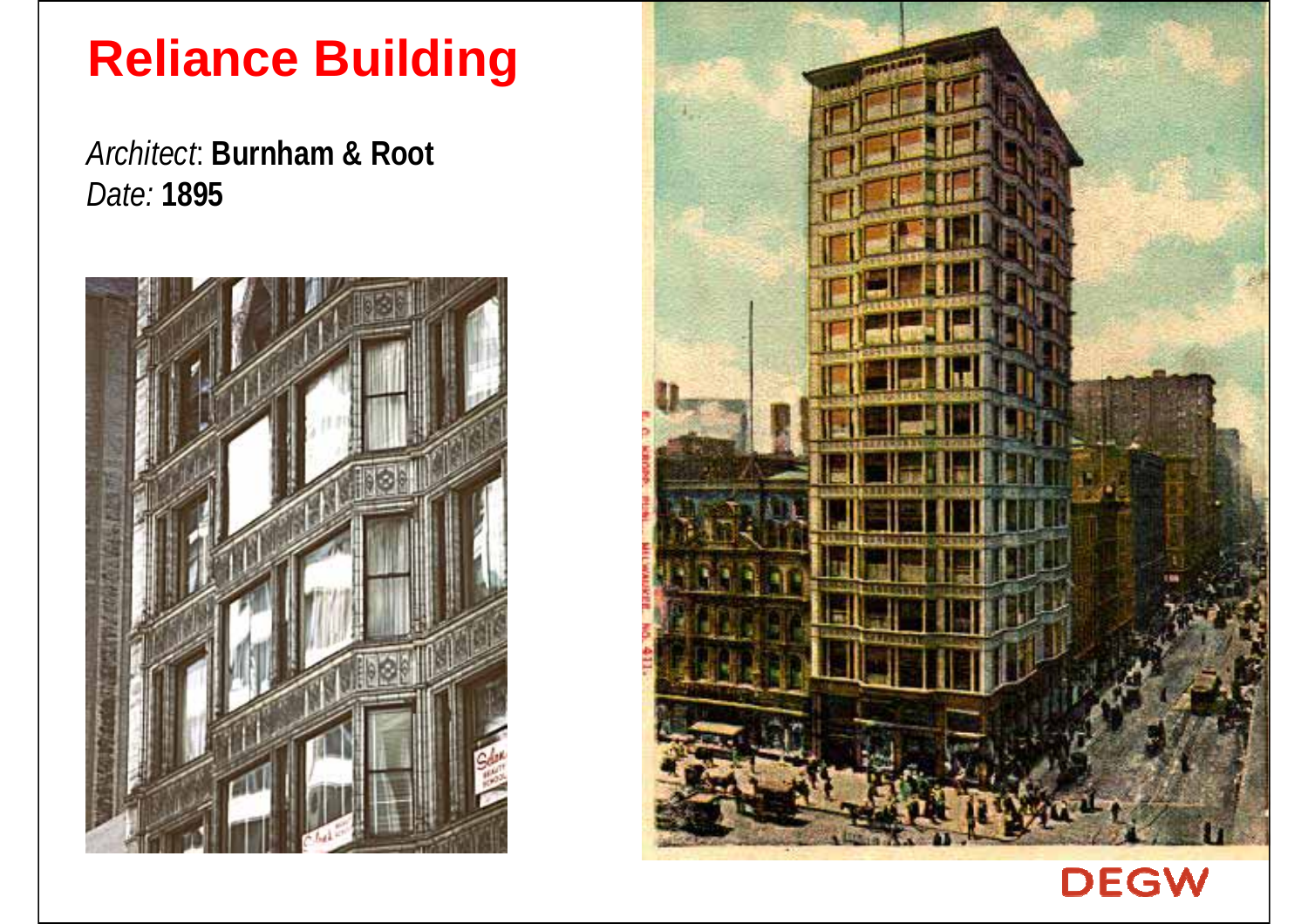# Reliance Building

*Architect*: **Burnham & Root**
*Date:* **1895**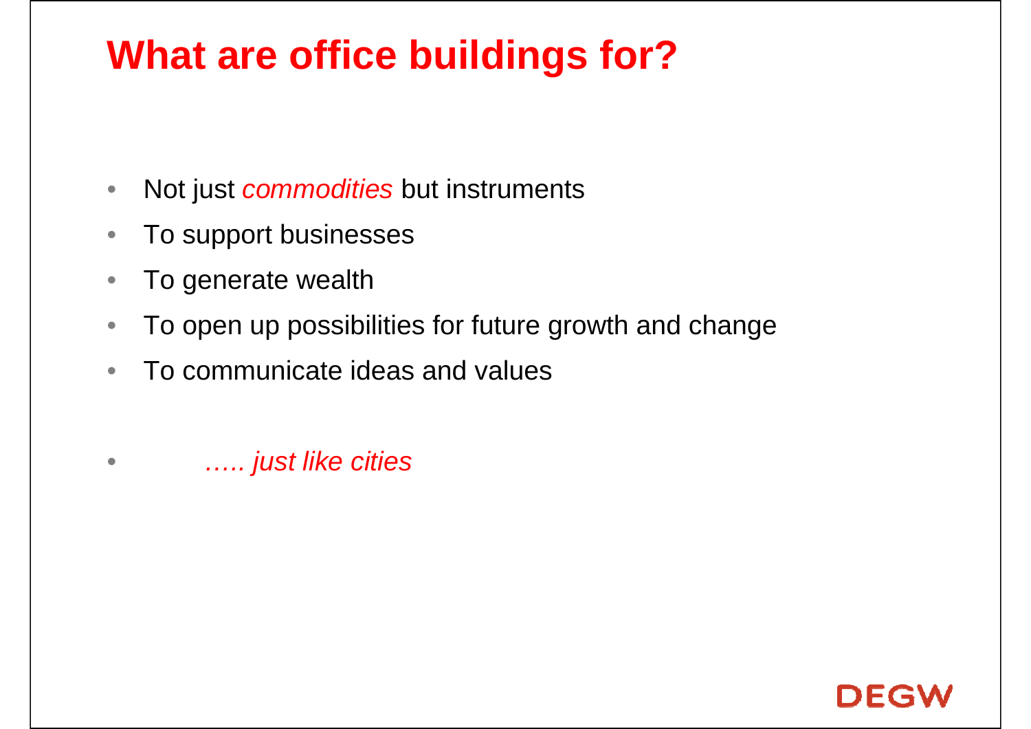# What are office buildings for?

- Not just *commodities* but instruments
- To support businesses
- To generate wealth
- To open up possibilities for future growth and change
- To communicate ideas and values

- *….. just like cities*

DEGW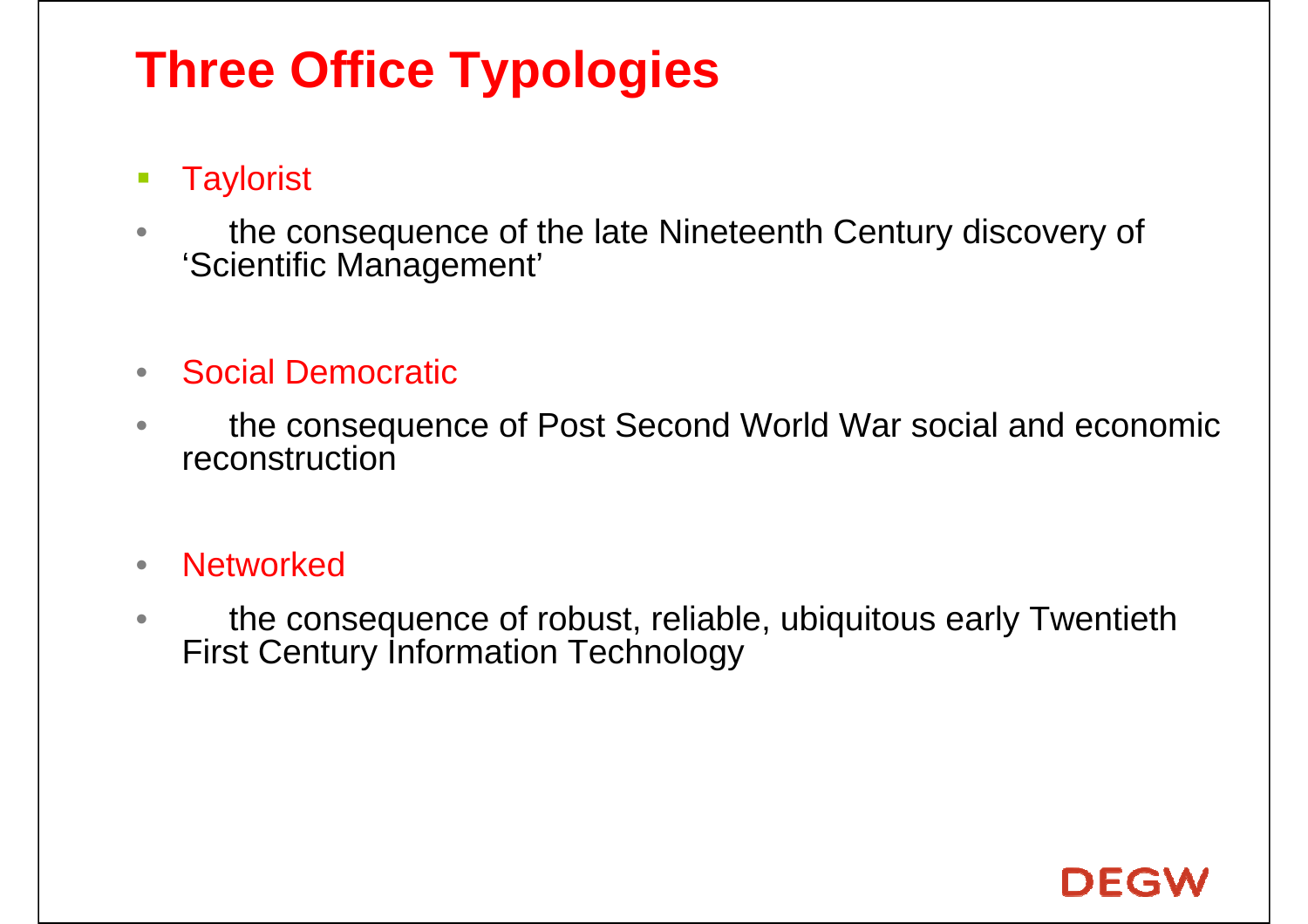# Three Office Typologies

- Taylorist
- the consequence of the late Nineteenth Century discovery of 'Scientific Management'

- Social Democratic
- the consequence of Post Second World War social and economic reconstruction

- Networked
- the consequence of robust, reliable, ubiquitous early Twentieth First Century Information Technology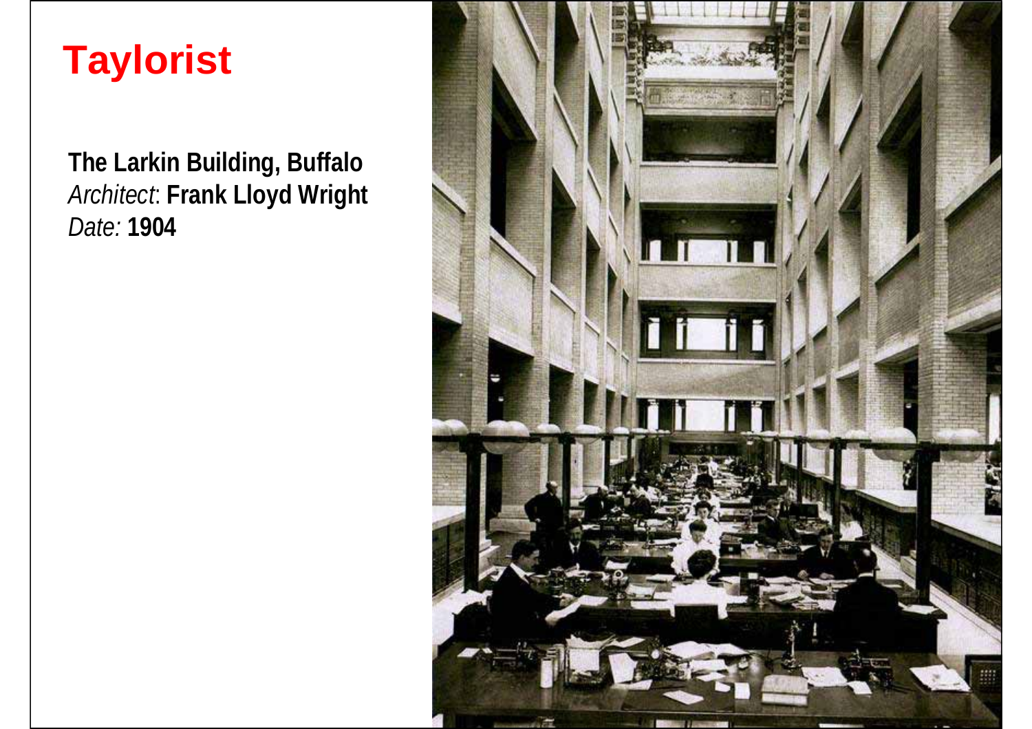# Taylorist

**The Larkin Building, Buffalo**
*Architect*: **Frank Lloyd Wright**
*Date:* **1904**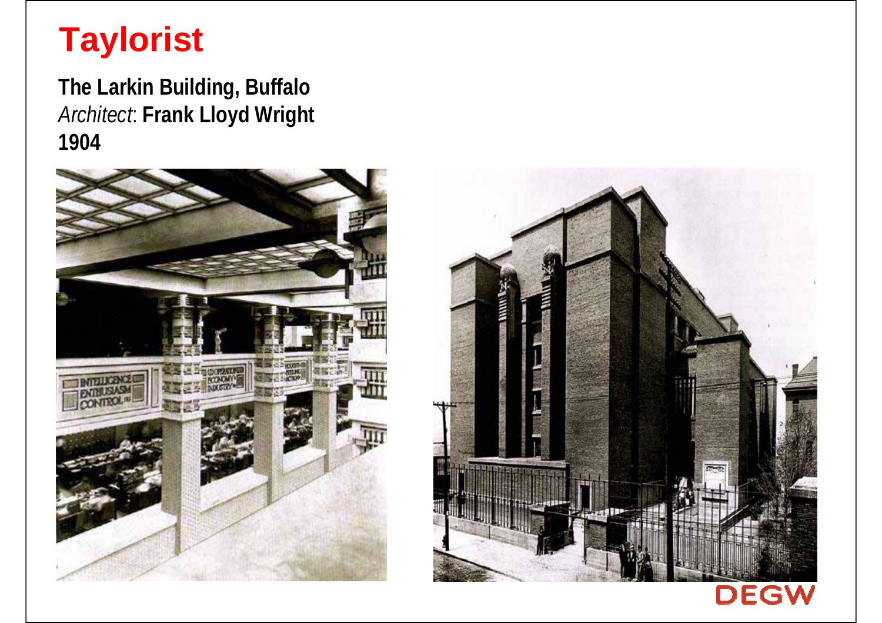# Taylorist

**The Larkin Building, Buffalo**
*Architect*: **Frank Lloyd Wright**
**1904**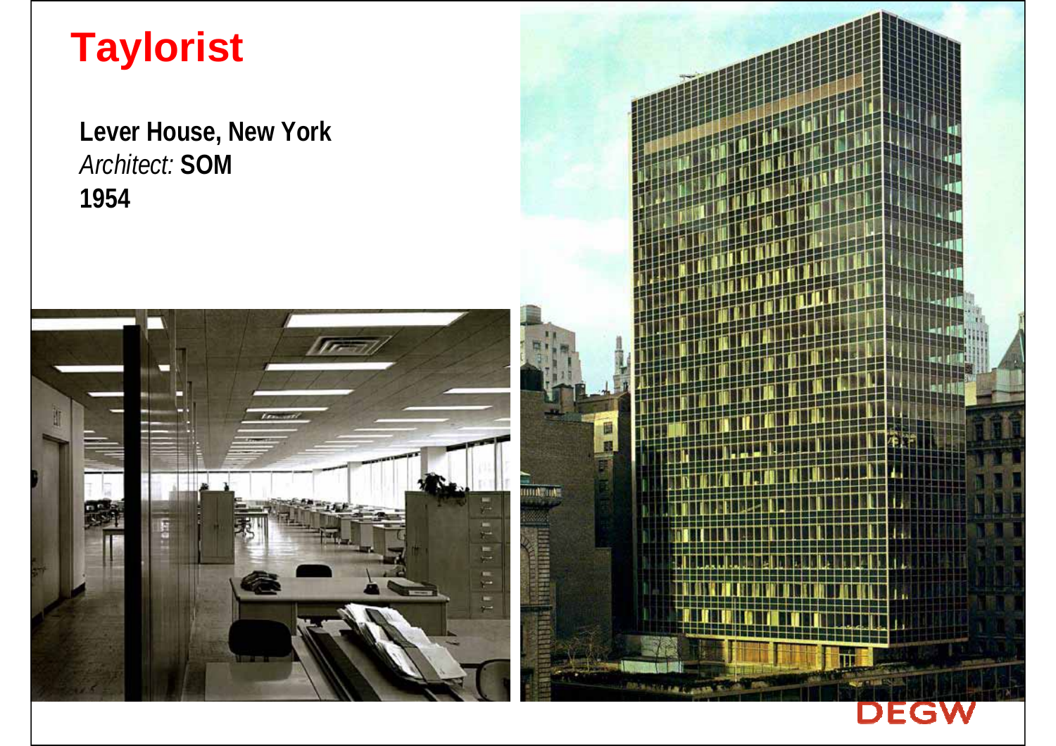# Taylorist

**Lever House, New York**
*Architect:* **SOM**
**1954**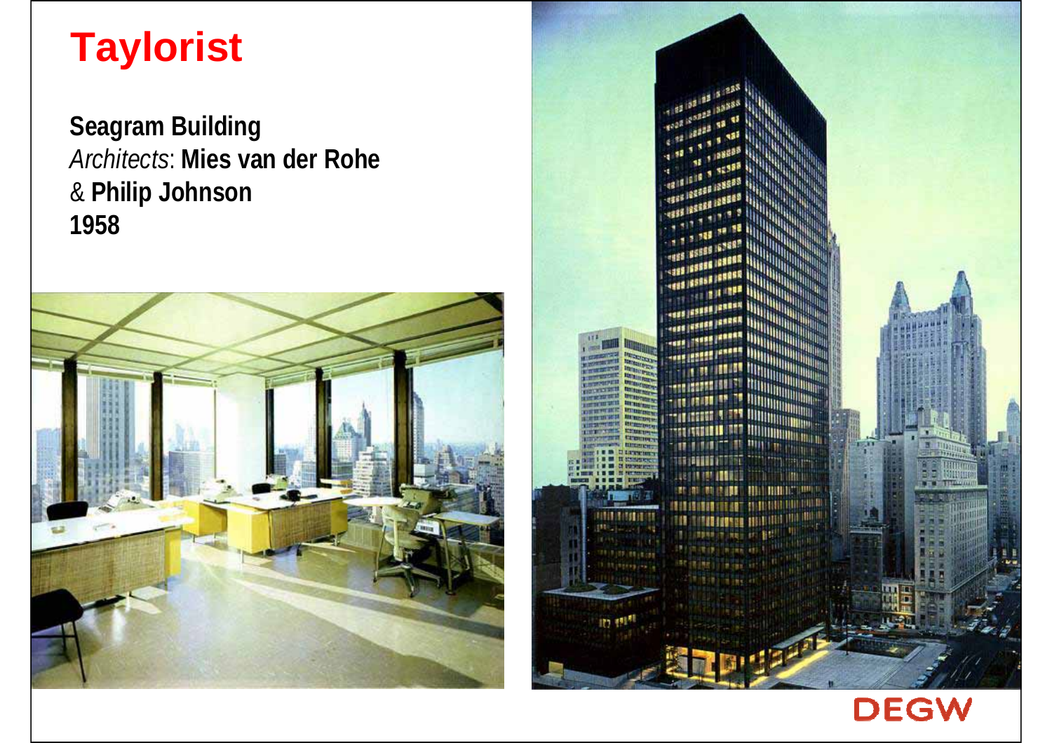# Taylorist

**Seagram Building**
*Architects*: **Mies van der Rohe**
& **Philip Johnson**
**1958**

DEGW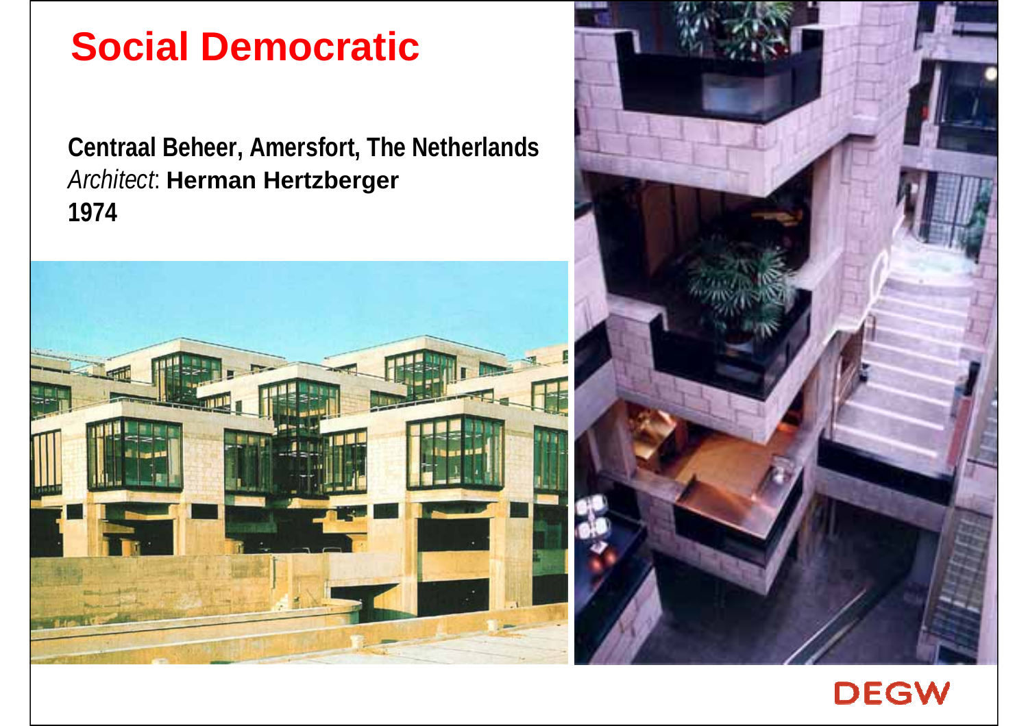# Social Democratic

**Centraal Beheer, Amersfort, The Netherlands**
*Architect*: **Herman Hertzberger**
**1974**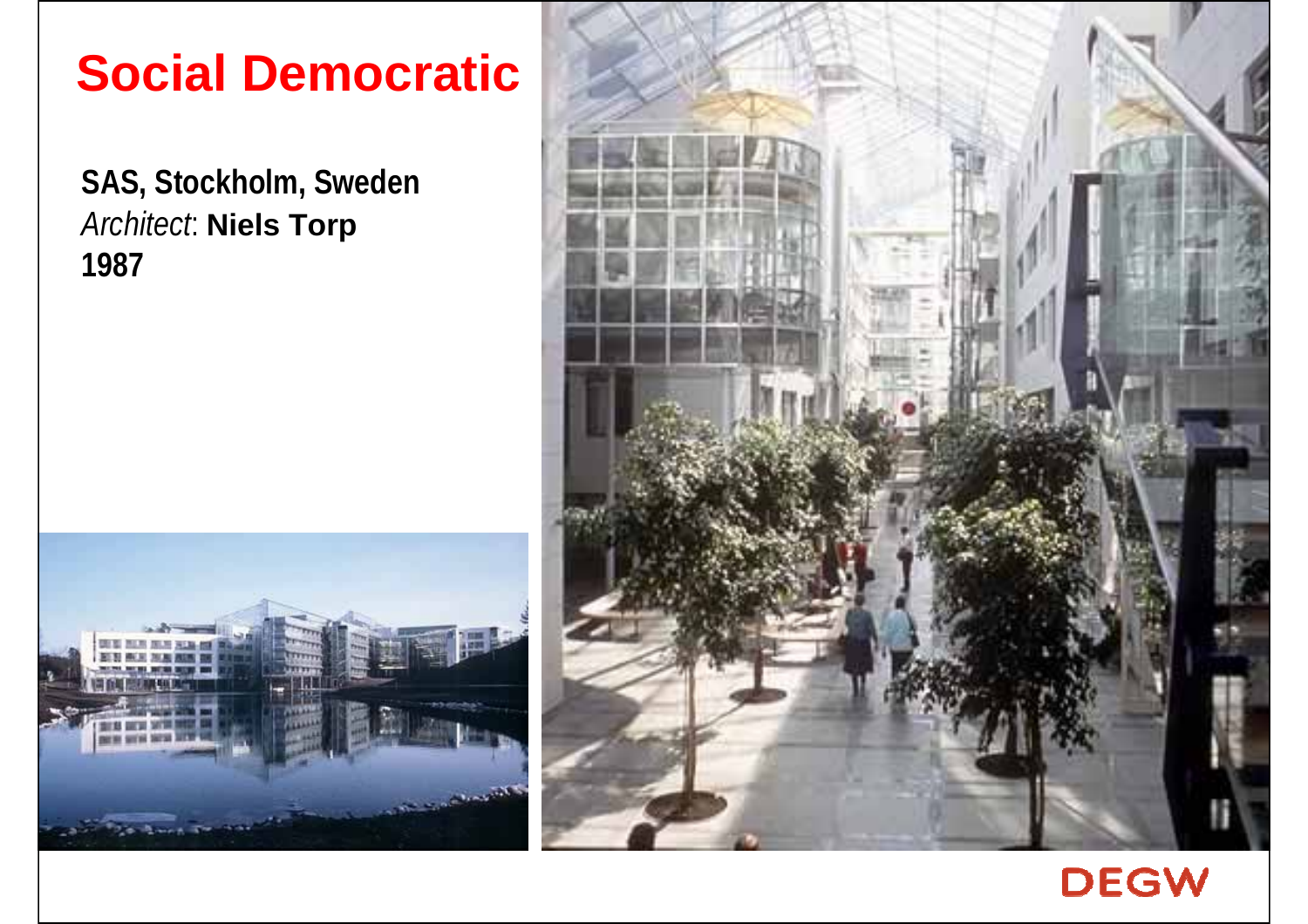# Social Democratic

**SAS, Stockholm, Sweden**
*Architect*: **Niels Torp**
**1987**

DEGW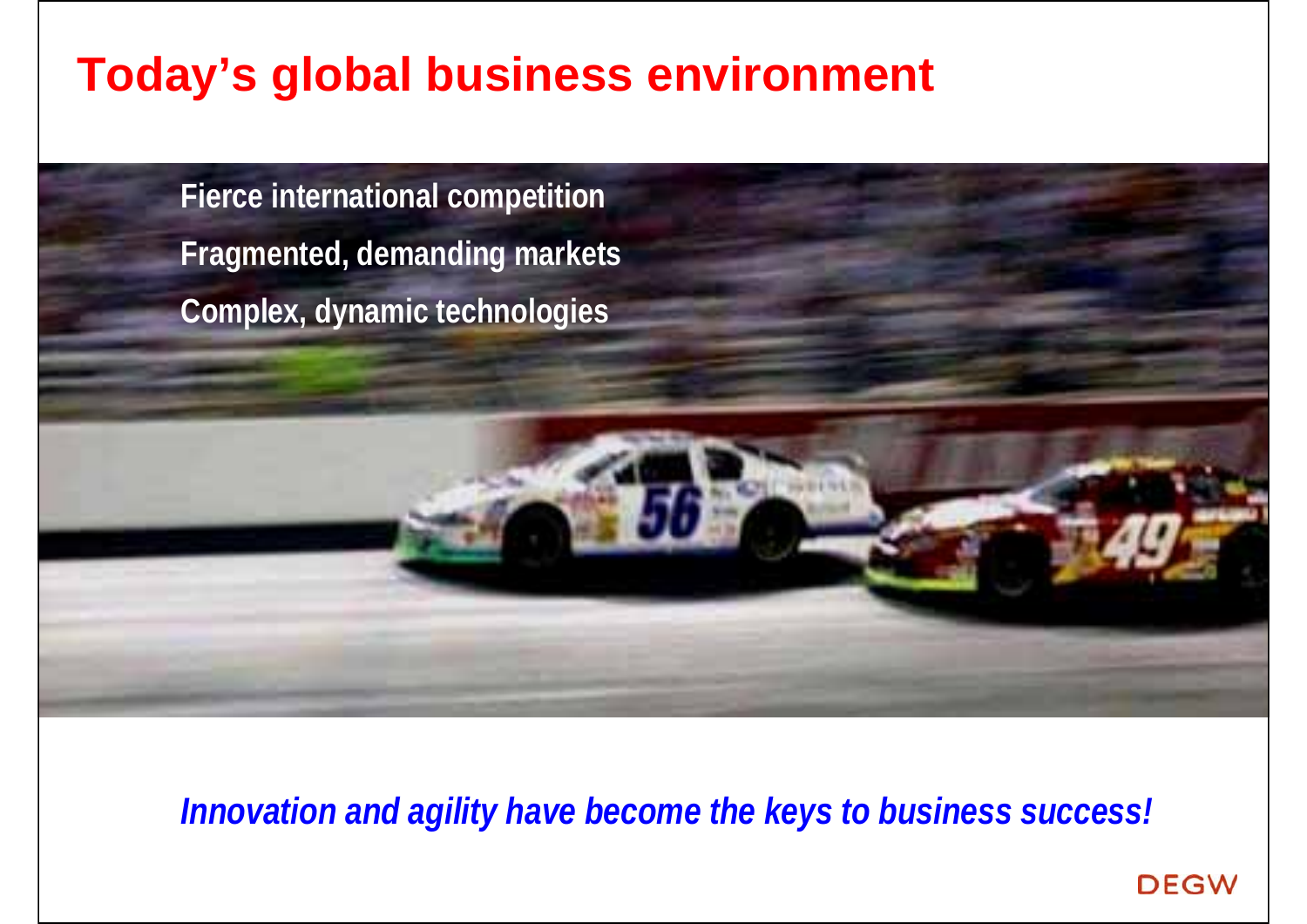# Today's global business environment

Fierce international competition

Fragmented, demanding markets

Complex, dynamic technologies

*Innovation and agility have become the keys to business success!*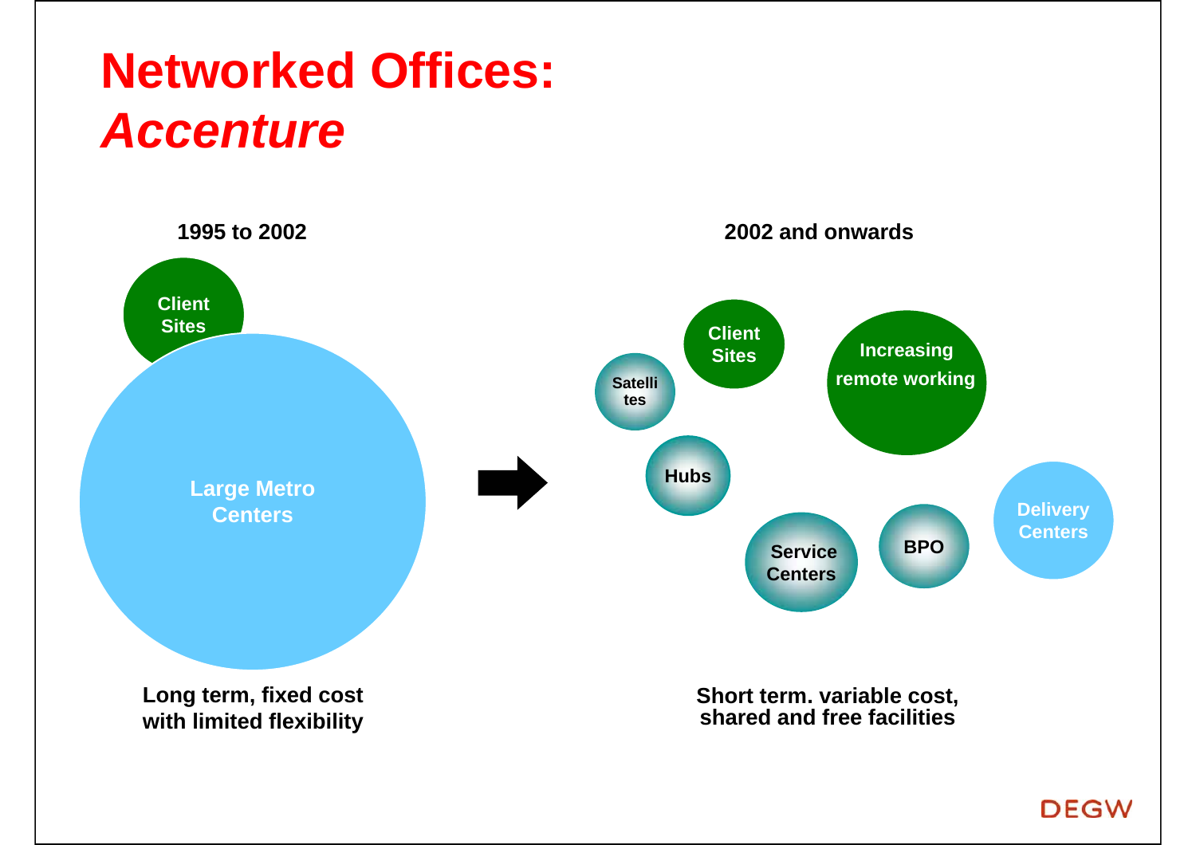# Networked Offices: *Accenture*

**1995 to 2002**

Client Sites

Large Metro Centers

**Long term, fixed cost with limited flexibility**

**2002 and onwards**

Satellites

Client Sites

Increasing remote working

Hubs

Service Centers

BPO

Delivery Centers

**Short term. variable cost, shared and free facilities**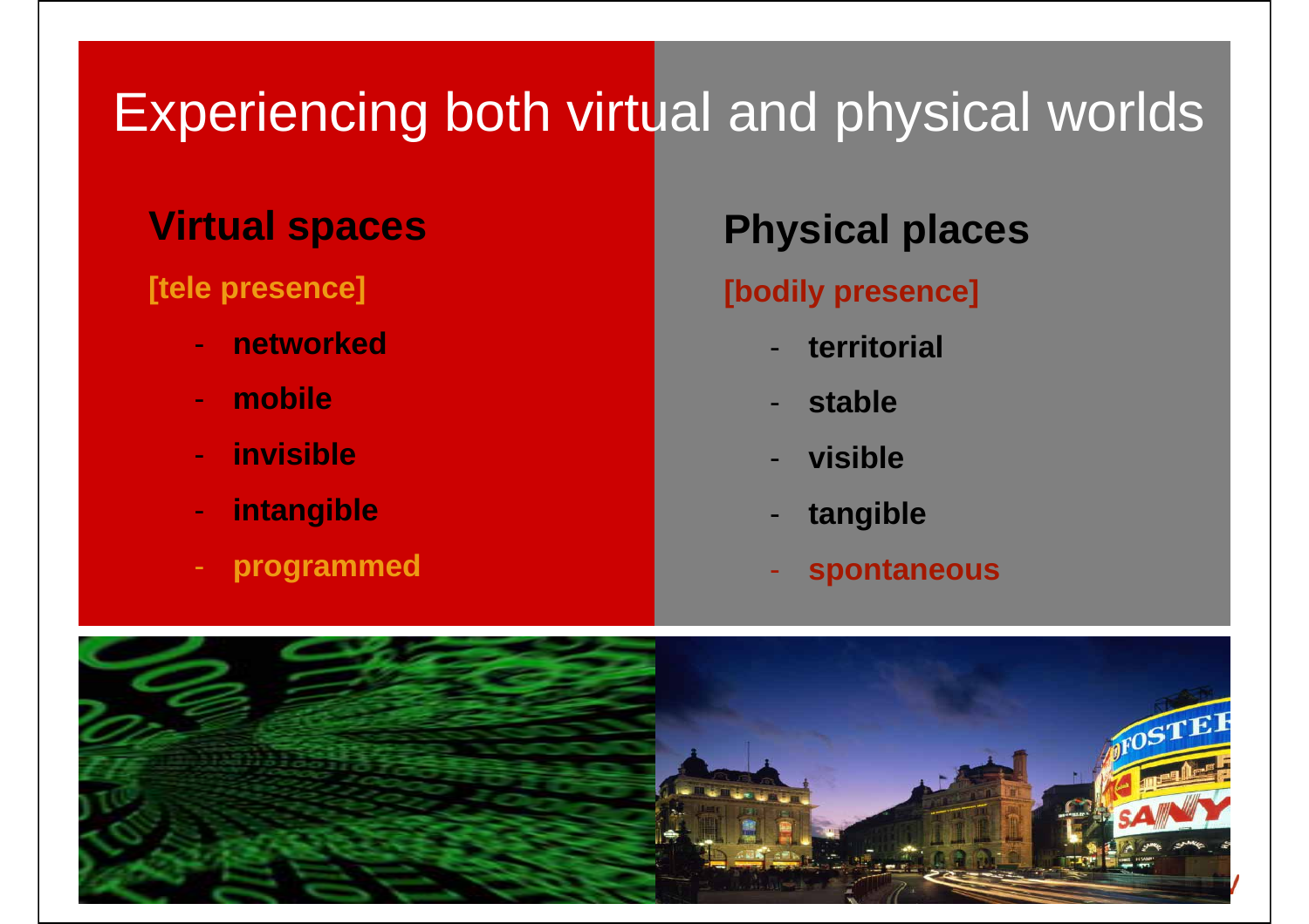# Experiencing both virtual and physical worlds

## Virtual spaces

**[tele presence]**

- **networked**
- **mobile**
- **invisible**
- **intangible**
- **programmed**

## Physical places

**[bodily presence]**

- **territorial**
- **stable**
- **visible**
- **tangible**
- **spontaneous**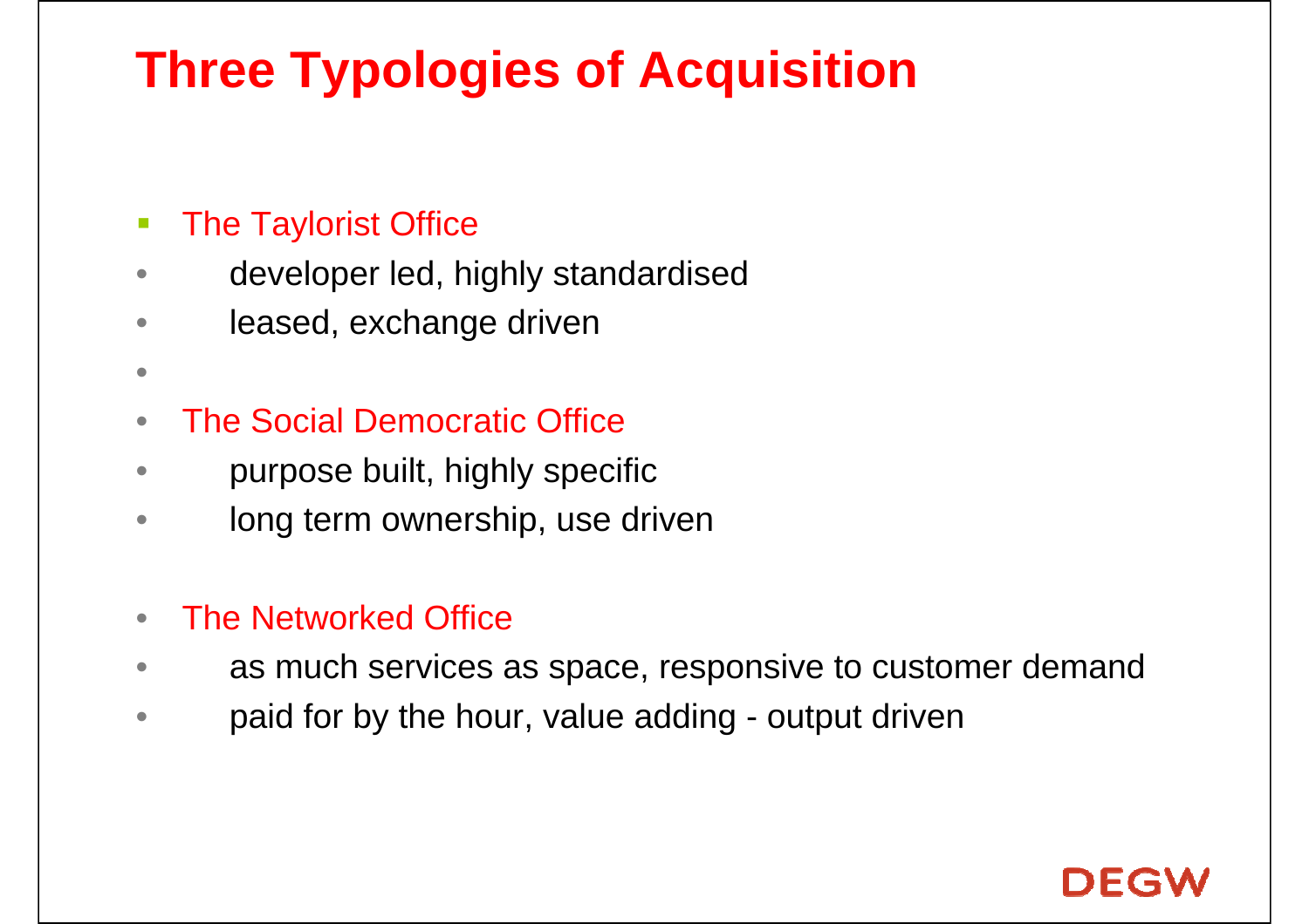# Three Typologies of Acquisition

- The Taylorist Office
  - developer led, highly standardised
  - leased, exchange driven

- The Social Democratic Office
  - purpose built, highly specific
  - long term ownership, use driven

- The Networked Office
  - as much services as space, responsive to customer demand
  - paid for by the hour, value adding - output driven

DEGW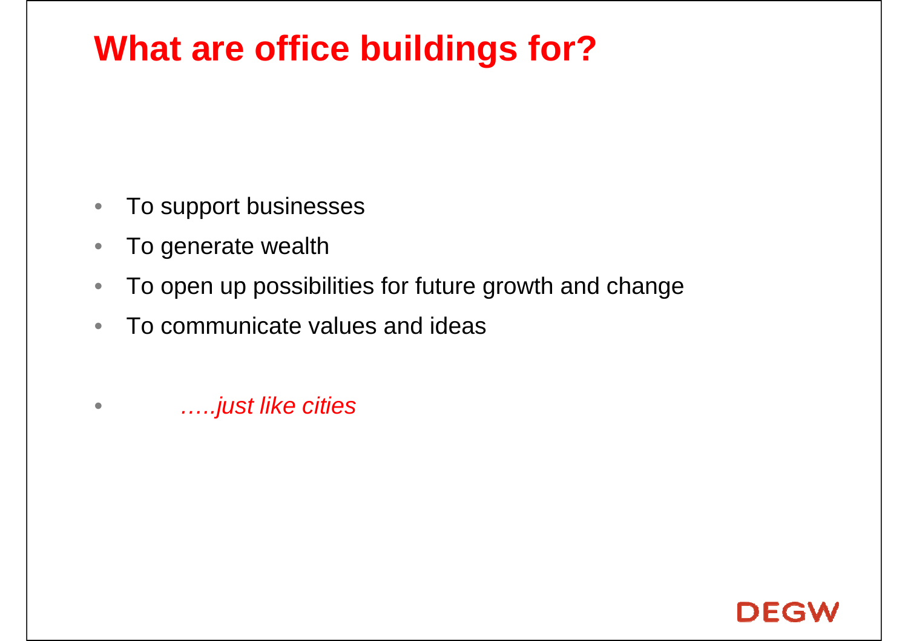# What are office buildings for?

- To support businesses
- To generate wealth
- To open up possibilities for future growth and change
- To communicate values and ideas

- *…..just like cities*

DEGW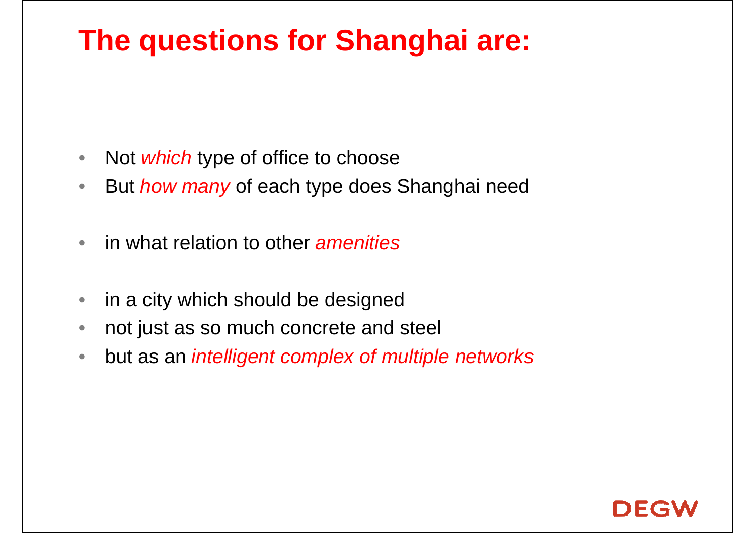# The questions for Shanghai are:

- Not *which* type of office to choose
- But *how many* of each type does Shanghai need

- in what relation to other *amenities*

- in a city which should be designed
- not just as so much concrete and steel
- but as an *intelligent complex of multiple networks*

DEGW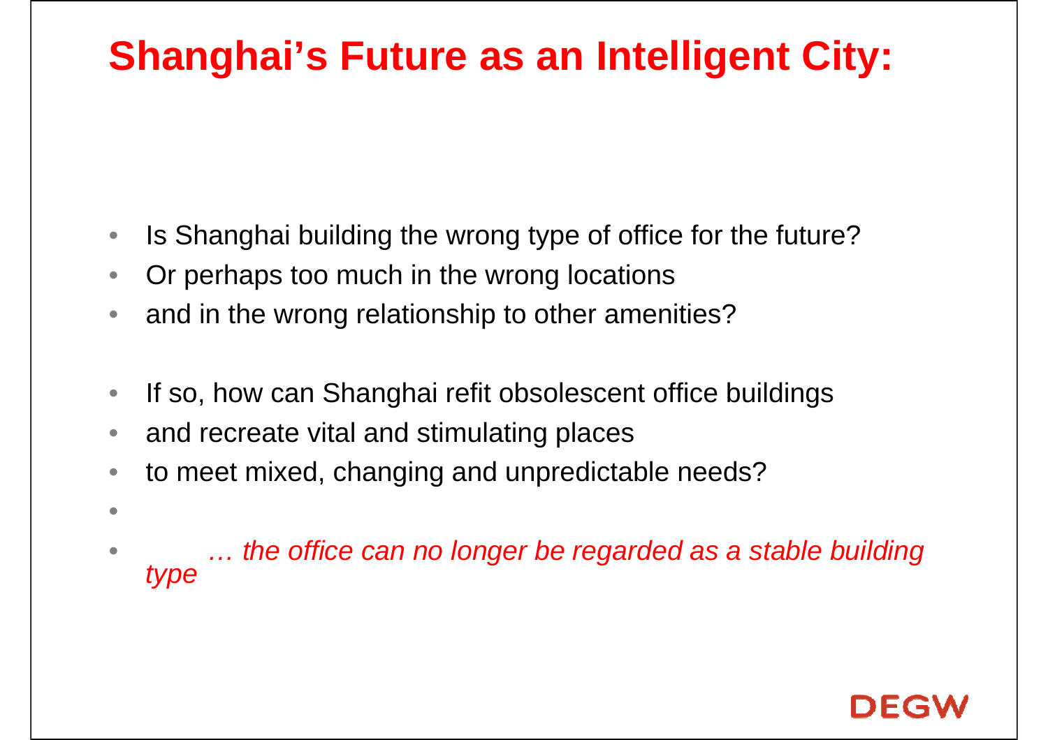# Shanghai's Future as an Intelligent City:

- Is Shanghai building the wrong type of office for the future?
- Or perhaps too much in the wrong locations
- and in the wrong relationship to other amenities?

- If so, how can Shanghai refit obsolescent office buildings
- and recreate vital and stimulating places
- to meet mixed, changing and unpredictable needs?
- 
- *… the office can no longer be regarded as a stable building type*

DEGW